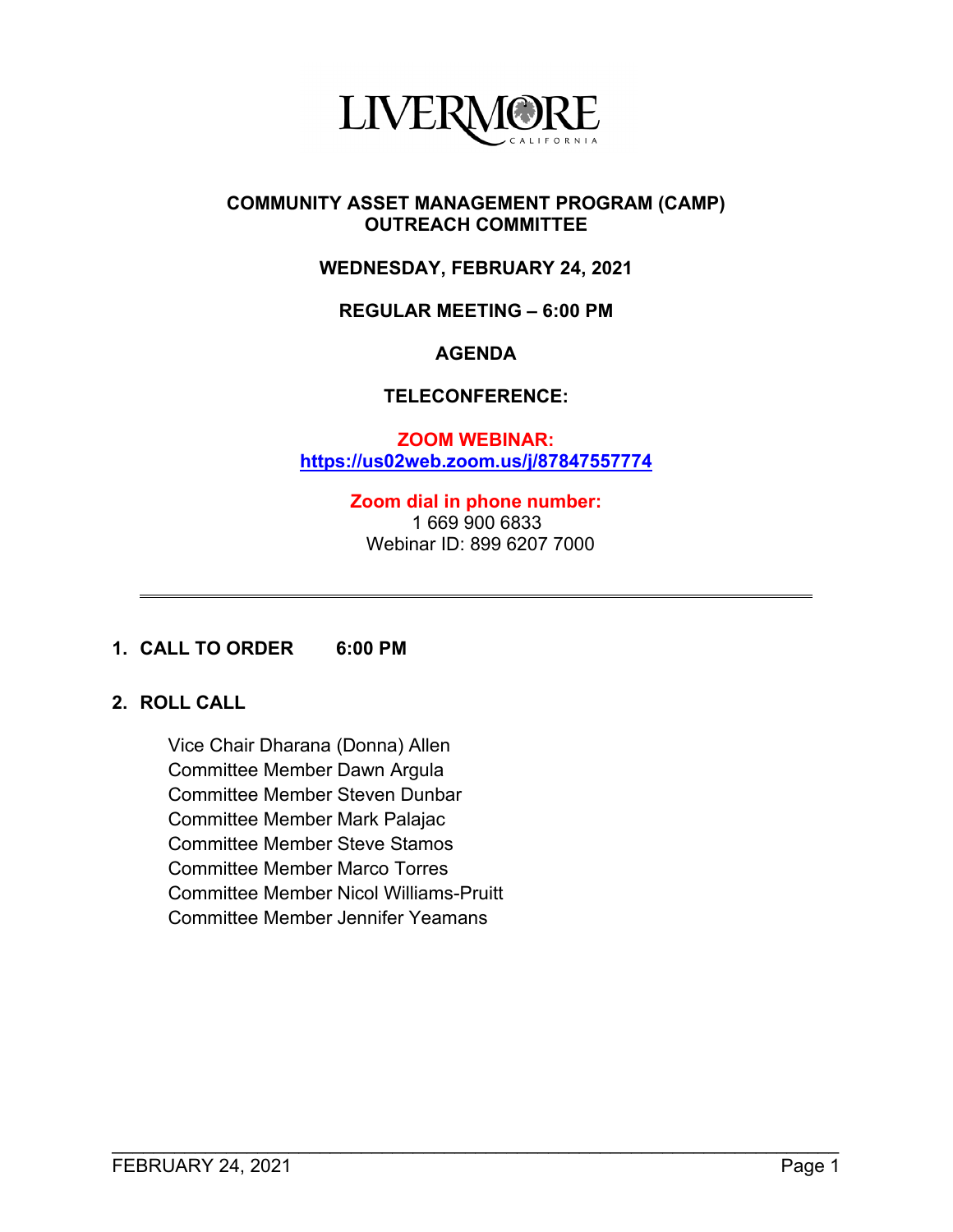LIVERMORE
CALIFORNIA

# COMMUNITY ASSET MANAGEMENT PROGRAM (CAMP) OUTREACH COMMITTEE

**WEDNESDAY, FEBRUARY 24, 2021**

**REGULAR MEETING – 6:00 PM**

**AGENDA**

**TELECONFERENCE:**

**ZOOM WEBINAR:**
**https://us02web.zoom.us/j/87847557774**

**Zoom dial in phone number:**
1 669 900 6833
Webinar ID: 899 6207 7000

---

## 1. CALL TO ORDER 6:00 PM

## 2. ROLL CALL

Vice Chair Dharana (Donna) Allen
Committee Member Dawn Argula
Committee Member Steven Dunbar
Committee Member Mark Palajac
Committee Member Steve Stamos
Committee Member Marco Torres
Committee Member Nicol Williams-Pruitt
Committee Member Jennifer Yeamans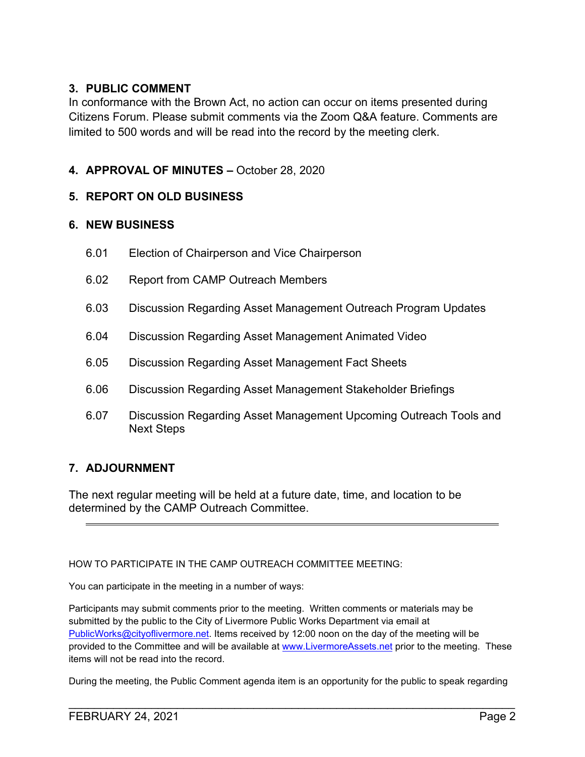## 3. PUBLIC COMMENT

In conformance with the Brown Act, no action can occur on items presented during Citizens Forum. Please submit comments via the Zoom Q&A feature. Comments are limited to 500 words and will be read into the record by the meeting clerk.

## 4. APPROVAL OF MINUTES – October 28, 2020

## 5. REPORT ON OLD BUSINESS

## 6. NEW BUSINESS

6.01 Election of Chairperson and Vice Chairperson

6.02 Report from CAMP Outreach Members

6.03 Discussion Regarding Asset Management Outreach Program Updates

6.04 Discussion Regarding Asset Management Animated Video

6.05 Discussion Regarding Asset Management Fact Sheets

6.06 Discussion Regarding Asset Management Stakeholder Briefings

6.07 Discussion Regarding Asset Management Upcoming Outreach Tools and Next Steps

## 7. ADJOURNMENT

The next regular meeting will be held at a future date, time, and location to be determined by the CAMP Outreach Committee.

---

HOW TO PARTICIPATE IN THE CAMP OUTREACH COMMITTEE MEETING:

You can participate in the meeting in a number of ways:

Participants may submit comments prior to the meeting. Written comments or materials may be submitted by the public to the City of Livermore Public Works Department via email at PublicWorks@cityoflivermore.net. Items received by 12:00 noon on the day of the meeting will be provided to the Committee and will be available at www.LivermoreAssets.net prior to the meeting. These items will not be read into the record.

During the meeting, the Public Comment agenda item is an opportunity for the public to speak regarding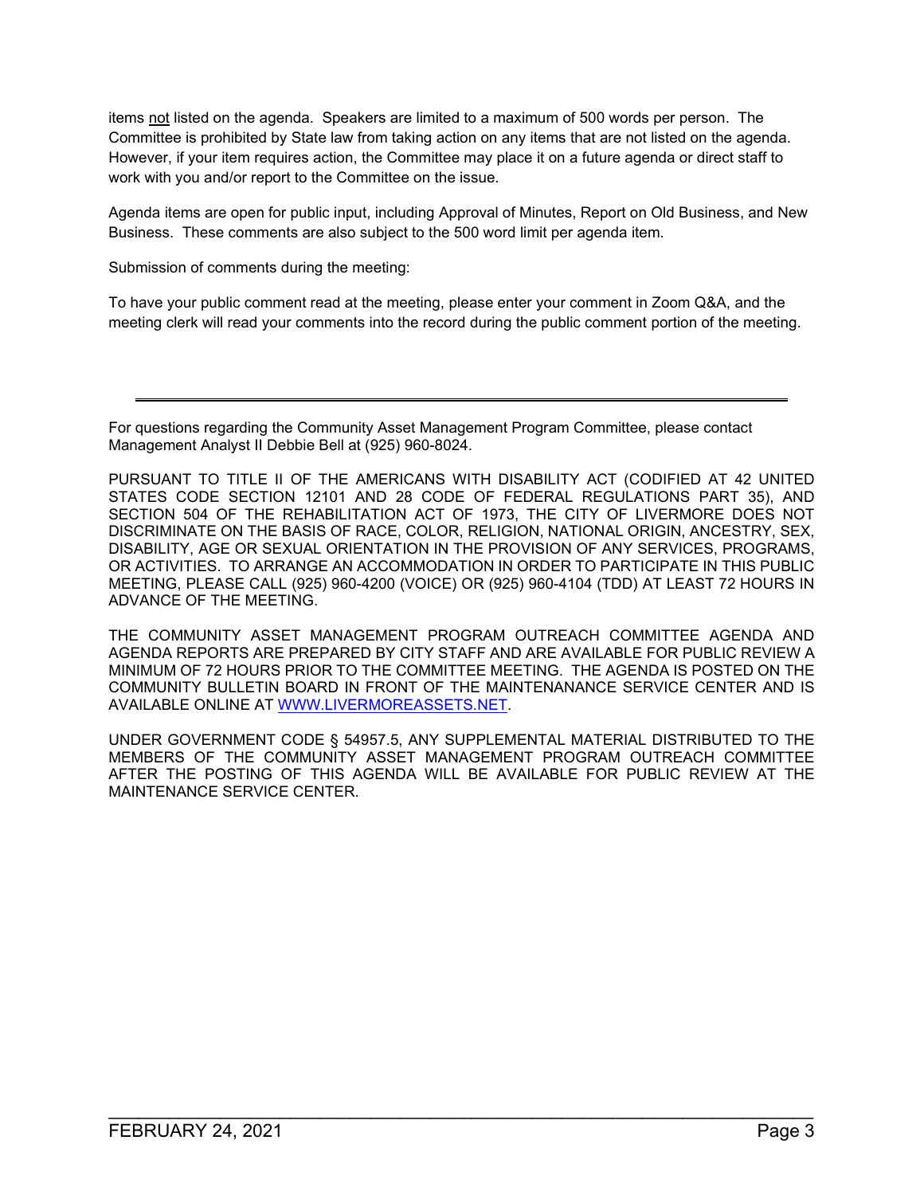items not listed on the agenda. Speakers are limited to a maximum of 500 words per person. The Committee is prohibited by State law from taking action on any items that are not listed on the agenda. However, if your item requires action, the Committee may place it on a future agenda or direct staff to work with you and/or report to the Committee on the issue.

Agenda items are open for public input, including Approval of Minutes, Report on Old Business, and New Business. These comments are also subject to the 500 word limit per agenda item.

Submission of comments during the meeting:

To have your public comment read at the meeting, please enter your comment in Zoom Q&A, and the meeting clerk will read your comments into the record during the public comment portion of the meeting.

---

For questions regarding the Community Asset Management Program Committee, please contact Management Analyst II Debbie Bell at (925) 960-8024.

PURSUANT TO TITLE II OF THE AMERICANS WITH DISABILITY ACT (CODIFIED AT 42 UNITED STATES CODE SECTION 12101 AND 28 CODE OF FEDERAL REGULATIONS PART 35), AND SECTION 504 OF THE REHABILITATION ACT OF 1973, THE CITY OF LIVERMORE DOES NOT DISCRIMINATE ON THE BASIS OF RACE, COLOR, RELIGION, NATIONAL ORIGIN, ANCESTRY, SEX, DISABILITY, AGE OR SEXUAL ORIENTATION IN THE PROVISION OF ANY SERVICES, PROGRAMS, OR ACTIVITIES. TO ARRANGE AN ACCOMMODATION IN ORDER TO PARTICIPATE IN THIS PUBLIC MEETING, PLEASE CALL (925) 960-4200 (VOICE) OR (925) 960-4104 (TDD) AT LEAST 72 HOURS IN ADVANCE OF THE MEETING.

THE COMMUNITY ASSET MANAGEMENT PROGRAM OUTREACH COMMITTEE AGENDA AND AGENDA REPORTS ARE PREPARED BY CITY STAFF AND ARE AVAILABLE FOR PUBLIC REVIEW A MINIMUM OF 72 HOURS PRIOR TO THE COMMITTEE MEETING. THE AGENDA IS POSTED ON THE COMMUNITY BULLETIN BOARD IN FRONT OF THE MAINTENANCE SERVICE CENTER AND IS AVAILABLE ONLINE AT WWW.LIVERMOREASSETS.NET.

UNDER GOVERNMENT CODE § 54957.5, ANY SUPPLEMENTAL MATERIAL DISTRIBUTED TO THE MEMBERS OF THE COMMUNITY ASSET MANAGEMENT PROGRAM OUTREACH COMMITTEE AFTER THE POSTING OF THIS AGENDA WILL BE AVAILABLE FOR PUBLIC REVIEW AT THE MAINTENANCE SERVICE CENTER.